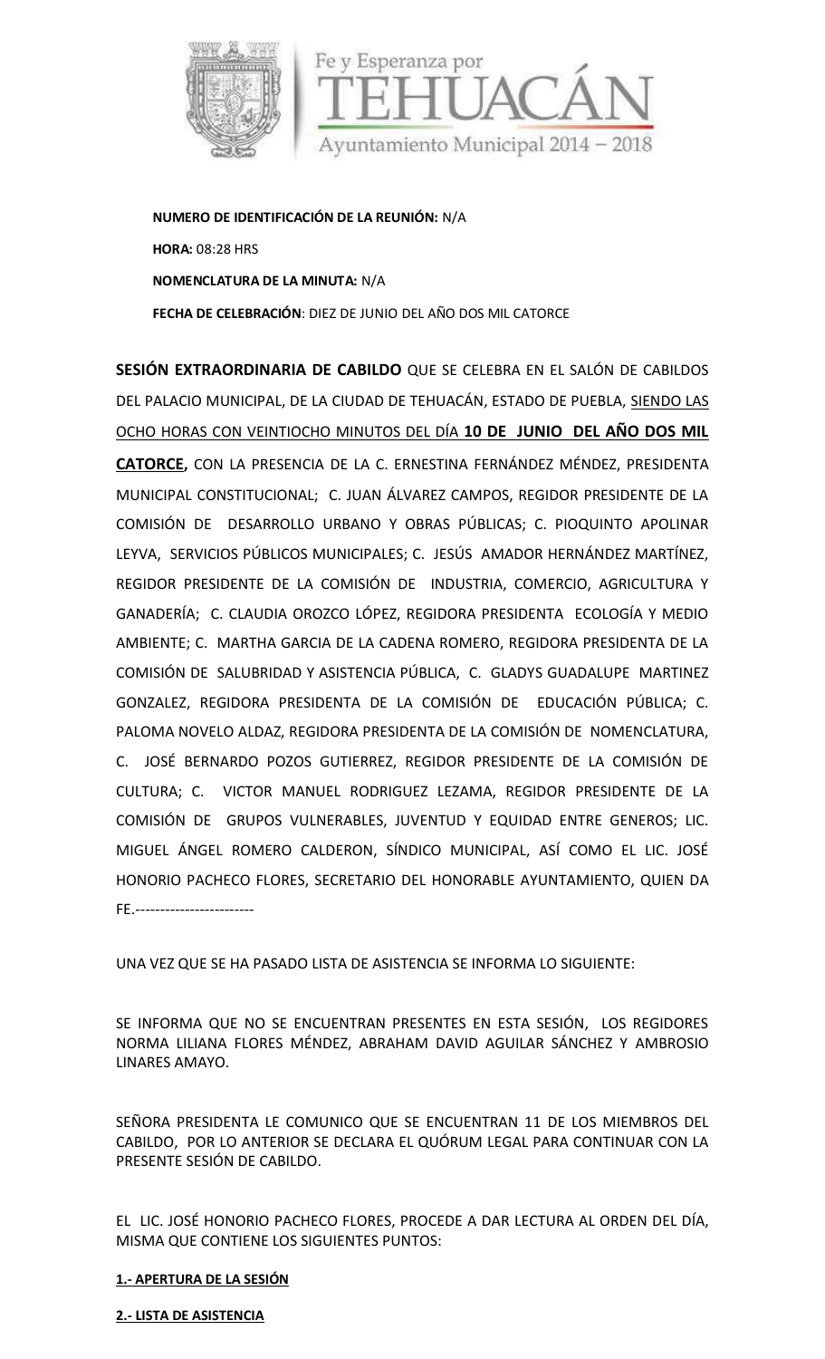**NUMERO DE IDENTIFICACIÓN DE LA REUNIÓN:** N/A

**HORA:** 08:28 HRS

**NOMENCLATURA DE LA MINUTA:** N/A

**FECHA DE CELEBRACIÓN**: DIEZ DE JUNIO DEL AÑO DOS MIL CATORCE

**SESIÓN EXTRAORDINARIA DE CABILDO** QUE SE CELEBRA EN EL SALÓN DE CABILDOS DEL PALACIO MUNICIPAL, DE LA CIUDAD DE TEHUACÁN, ESTADO DE PUEBLA, SIENDO LAS OCHO HORAS CON VEINTIOCHO MINUTOS DEL DÍA **10 DE JUNIO DEL AÑO DOS MIL CATORCE,** CON LA PRESENCIA DE LA C. ERNESTINA FERNÁNDEZ MÉNDEZ, PRESIDENTA MUNICIPAL CONSTITUCIONAL; C. JUAN ÁLVAREZ CAMPOS, REGIDOR PRESIDENTE DE LA COMISIÓN DE DESARROLLO URBANO Y OBRAS PÚBLICAS; C. PIOQUINTO APOLINAR LEYVA, SERVICIOS PÚBLICOS MUNICIPALES; C. JESÚS AMADOR HERNÁNDEZ MARTÍNEZ, REGIDOR PRESIDENTE DE LA COMISIÓN DE INDUSTRIA, COMERCIO, AGRICULTURA Y GANADERÍA; C. CLAUDIA OROZCO LÓPEZ, REGIDORA PRESIDENTA ECOLOGÍA Y MEDIO AMBIENTE; C. MARTHA GARCIA DE LA CADENA ROMERO, REGIDORA PRESIDENTA DE LA COMISIÓN DE SALUBRIDAD Y ASISTENCIA PÚBLICA, C. GLADYS GUADALUPE MARTINEZ GONZALEZ, REGIDORA PRESIDENTA DE LA COMISIÓN DE EDUCACIÓN PÚBLICA; C. PALOMA NOVELO ALDAZ, REGIDORA PRESIDENTA DE LA COMISIÓN DE NOMENCLATURA, C. JOSÉ BERNARDO POZOS GUTIERREZ, REGIDOR PRESIDENTE DE LA COMISIÓN DE CULTURA; C. VICTOR MANUEL RODRIGUEZ LEZAMA, REGIDOR PRESIDENTE DE LA COMISIÓN DE GRUPOS VULNERABLES, JUVENTUD Y EQUIDAD ENTRE GENEROS; LIC. MIGUEL ÁNGEL ROMERO CALDERON, SÍNDICO MUNICIPAL, ASÍ COMO EL LIC. JOSÉ HONORIO PACHECO FLORES, SECRETARIO DEL HONORABLE AYUNTAMIENTO, QUIEN DA FE.------------------------

UNA VEZ QUE SE HA PASADO LISTA DE ASISTENCIA SE INFORMA LO SIGUIENTE:

SE INFORMA QUE NO SE ENCUENTRAN PRESENTES EN ESTA SESIÓN, LOS REGIDORES NORMA LILIANA FLORES MÉNDEZ, ABRAHAM DAVID AGUILAR SÁNCHEZ Y AMBROSIO LINARES AMAYO.

SEÑORA PRESIDENTA LE COMUNICO QUE SE ENCUENTRAN 11 DE LOS MIEMBROS DEL CABILDO, POR LO ANTERIOR SE DECLARA EL QUÓRUM LEGAL PARA CONTINUAR CON LA PRESENTE SESIÓN DE CABILDO.

EL LIC. JOSÉ HONORIO PACHECO FLORES, PROCEDE A DAR LECTURA AL ORDEN DEL DÍA, MISMA QUE CONTIENE LOS SIGUIENTES PUNTOS:

**1.- APERTURA DE LA SESIÓN**

**2.- LISTA DE ASISTENCIA**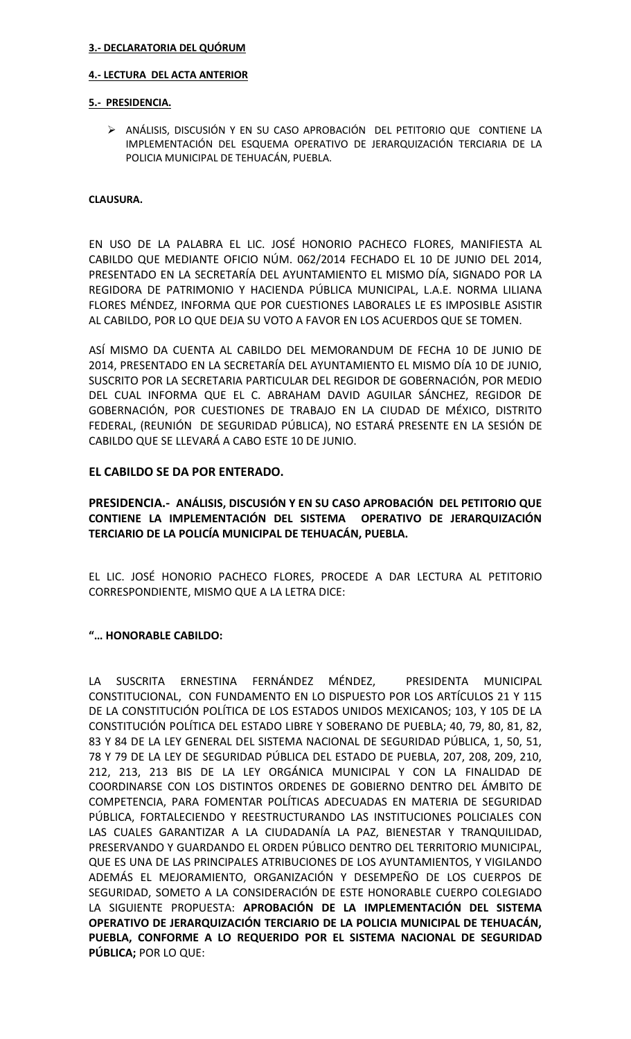**3.- DECLARATORIA DEL QUÓRUM**

**4.- LECTURA DEL ACTA ANTERIOR**

**5.- PRESIDENCIA.**

- ANÁLISIS, DISCUSIÓN Y EN SU CASO APROBACIÓN DEL PETITORIO QUE CONTIENE LA IMPLEMENTACIÓN DEL ESQUEMA OPERATIVO DE JERARQUIZACIÓN TERCIARIA DE LA POLICIA MUNICIPAL DE TEHUACÁN, PUEBLA.

**CLAUSURA.**

EN USO DE LA PALABRA EL LIC. JOSÉ HONORIO PACHECO FLORES, MANIFIESTA AL CABILDO QUE MEDIANTE OFICIO NÚM. 062/2014 FECHADO EL 10 DE JUNIO DEL 2014, PRESENTADO EN LA SECRETARÍA DEL AYUNTAMIENTO EL MISMO DÍA, SIGNADO POR LA REGIDORA DE PATRIMONIO Y HACIENDA PÚBLICA MUNICIPAL, L.A.E. NORMA LILIANA FLORES MÉNDEZ, INFORMA QUE POR CUESTIONES LABORALES LE ES IMPOSIBLE ASISTIR AL CABILDO, POR LO QUE DEJA SU VOTO A FAVOR EN LOS ACUERDOS QUE SE TOMEN.

ASÍ MISMO DA CUENTA AL CABILDO DEL MEMORANDUM DE FECHA 10 DE JUNIO DE 2014, PRESENTADO EN LA SECRETARÍA DEL AYUNTAMIENTO EL MISMO DÍA 10 DE JUNIO, SUSCRITO POR LA SECRETARIA PARTICULAR DEL REGIDOR DE GOBERNACIÓN, POR MEDIO DEL CUAL INFORMA QUE EL C. ABRAHAM DAVID AGUILAR SÁNCHEZ, REGIDOR DE GOBERNACIÓN, POR CUESTIONES DE TRABAJO EN LA CIUDAD DE MÉXICO, DISTRITO FEDERAL, (REUNIÓN DE SEGURIDAD PÚBLICA), NO ESTARÁ PRESENTE EN LA SESIÓN DE CABILDO QUE SE LLEVARÁ A CABO ESTE 10 DE JUNIO.

**EL CABILDO SE DA POR ENTERADO.**

**PRESIDENCIA.- ANÁLISIS, DISCUSIÓN Y EN SU CASO APROBACIÓN DEL PETITORIO QUE CONTIENE LA IMPLEMENTACIÓN DEL SISTEMA OPERATIVO DE JERARQUIZACIÓN TERCIARIO DE LA POLICÍA MUNICIPAL DE TEHUACÁN, PUEBLA.**

EL LIC. JOSÉ HONORIO PACHECO FLORES, PROCEDE A DAR LECTURA AL PETITORIO CORRESPONDIENTE, MISMO QUE A LA LETRA DICE:

**"… HONORABLE CABILDO:**

LA SUSCRITA ERNESTINA FERNÁNDEZ MÉNDEZ, PRESIDENTA MUNICIPAL CONSTITUCIONAL, CON FUNDAMENTO EN LO DISPUESTO POR LOS ARTÍCULOS 21 Y 115 DE LA CONSTITUCIÓN POLÍTICA DE LOS ESTADOS UNIDOS MEXICANOS; 103, Y 105 DE LA CONSTITUCIÓN POLÍTICA DEL ESTADO LIBRE Y SOBERANO DE PUEBLA; 40, 79, 80, 81, 82, 83 Y 84 DE LA LEY GENERAL DEL SISTEMA NACIONAL DE SEGURIDAD PÚBLICA, 1, 50, 51, 78 Y 79 DE LA LEY DE SEGURIDAD PÚBLICA DEL ESTADO DE PUEBLA, 207, 208, 209, 210, 212, 213, 213 BIS DE LA LEY ORGÁNICA MUNICIPAL Y CON LA FINALIDAD DE COORDINARSE CON LOS DISTINTOS ORDENES DE GOBIERNO DENTRO DEL ÁMBITO DE COMPETENCIA, PARA FOMENTAR POLÍTICAS ADECUADAS EN MATERIA DE SEGURIDAD PÚBLICA, FORTALECIENDO Y REESTRUCTURANDO LAS INSTITUCIONES POLICIALES CON LAS CUALES GARANTIZAR A LA CIUDADANÍA LA PAZ, BIENESTAR Y TRANQUILIDAD, PRESERVANDO Y GUARDANDO EL ORDEN PÚBLICO DENTRO DEL TERRITORIO MUNICIPAL, QUE ES UNA DE LAS PRINCIPALES ATRIBUCIONES DE LOS AYUNTAMIENTOS, Y VIGILANDO ADEMÁS EL MEJORAMIENTO, ORGANIZACIÓN Y DESEMPEÑO DE LOS CUERPOS DE SEGURIDAD, SOMETO A LA CONSIDERACIÓN DE ESTE HONORABLE CUERPO COLEGIADO LA SIGUIENTE PROPUESTA: **APROBACIÓN DE LA IMPLEMENTACIÓN DEL SISTEMA OPERATIVO DE JERARQUIZACIÓN TERCIARIO DE LA POLICIA MUNICIPAL DE TEHUACÁN, PUEBLA, CONFORME A LO REQUERIDO POR EL SISTEMA NACIONAL DE SEGURIDAD PÚBLICA;** POR LO QUE: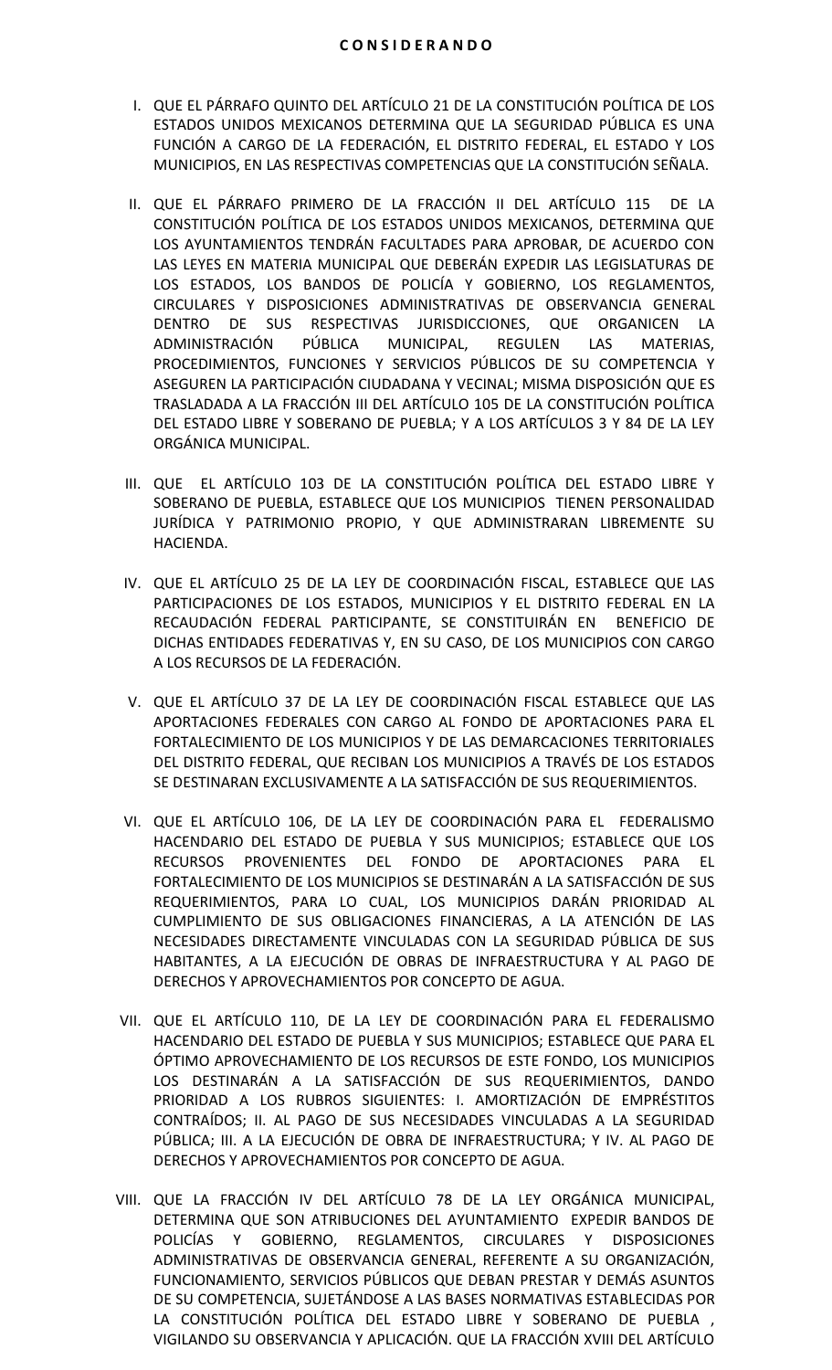## C O N S I D E R A N D O

I. QUE EL PÁRRAFO QUINTO DEL ARTÍCULO 21 DE LA CONSTITUCIÓN POLÍTICA DE LOS ESTADOS UNIDOS MEXICANOS DETERMINA QUE LA SEGURIDAD PÚBLICA ES UNA FUNCIÓN A CARGO DE LA FEDERACIÓN, EL DISTRITO FEDERAL, EL ESTADO Y LOS MUNICIPIOS, EN LAS RESPECTIVAS COMPETENCIAS QUE LA CONSTITUCIÓN SEÑALA.

II. QUE EL PÁRRAFO PRIMERO DE LA FRACCIÓN II DEL ARTÍCULO 115 DE LA CONSTITUCIÓN POLÍTICA DE LOS ESTADOS UNIDOS MEXICANOS, DETERMINA QUE LOS AYUNTAMIENTOS TENDRÁN FACULTADES PARA APROBAR, DE ACUERDO CON LAS LEYES EN MATERIA MUNICIPAL QUE DEBERÁN EXPEDIR LAS LEGISLATURAS DE LOS ESTADOS, LOS BANDOS DE POLICÍA Y GOBIERNO, LOS REGLAMENTOS, CIRCULARES Y DISPOSICIONES ADMINISTRATIVAS DE OBSERVANCIA GENERAL DENTRO DE SUS RESPECTIVAS JURISDICCIONES, QUE ORGANICEN LA ADMINISTRACIÓN PÚBLICA MUNICIPAL, REGULEN LAS MATERIAS, PROCEDIMIENTOS, FUNCIONES Y SERVICIOS PÚBLICOS DE SU COMPETENCIA Y ASEGUREN LA PARTICIPACIÓN CIUDADANA Y VECINAL; MISMA DISPOSICIÓN QUE ES TRASLADADA A LA FRACCIÓN III DEL ARTÍCULO 105 DE LA CONSTITUCIÓN POLÍTICA DEL ESTADO LIBRE Y SOBERANO DE PUEBLA; Y A LOS ARTÍCULOS 3 Y 84 DE LA LEY ORGÁNICA MUNICIPAL.

III. QUE EL ARTÍCULO 103 DE LA CONSTITUCIÓN POLÍTICA DEL ESTADO LIBRE Y SOBERANO DE PUEBLA, ESTABLECE QUE LOS MUNICIPIOS TIENEN PERSONALIDAD JURÍDICA Y PATRIMONIO PROPIO, Y QUE ADMINISTRARAN LIBREMENTE SU HACIENDA.

IV. QUE EL ARTÍCULO 25 DE LA LEY DE COORDINACIÓN FISCAL, ESTABLECE QUE LAS PARTICIPACIONES DE LOS ESTADOS, MUNICIPIOS Y EL DISTRITO FEDERAL EN LA RECAUDACIÓN FEDERAL PARTICIPANTE, SE CONSTITUIRÁN EN BENEFICIO DE DICHAS ENTIDADES FEDERATIVAS Y, EN SU CASO, DE LOS MUNICIPIOS CON CARGO A LOS RECURSOS DE LA FEDERACIÓN.

V. QUE EL ARTÍCULO 37 DE LA LEY DE COORDINACIÓN FISCAL ESTABLECE QUE LAS APORTACIONES FEDERALES CON CARGO AL FONDO DE APORTACIONES PARA EL FORTALECIMIENTO DE LOS MUNICIPIOS Y DE LAS DEMARCACIONES TERRITORIALES DEL DISTRITO FEDERAL, QUE RECIBAN LOS MUNICIPIOS A TRAVÉS DE LOS ESTADOS SE DESTINARAN EXCLUSIVAMENTE A LA SATISFACCIÓN DE SUS REQUERIMIENTOS.

VI. QUE EL ARTÍCULO 106, DE LA LEY DE COORDINACIÓN PARA EL FEDERALISMO HACENDARIO DEL ESTADO DE PUEBLA Y SUS MUNICIPIOS; ESTABLECE QUE LOS RECURSOS PROVENIENTES DEL FONDO DE APORTACIONES PARA EL FORTALECIMIENTO DE LOS MUNICIPIOS SE DESTINARÁN A LA SATISFACCIÓN DE SUS REQUERIMIENTOS, PARA LO CUAL, LOS MUNICIPIOS DARÁN PRIORIDAD AL CUMPLIMIENTO DE SUS OBLIGACIONES FINANCIERAS, A LA ATENCIÓN DE LAS NECESIDADES DIRECTAMENTE VINCULADAS CON LA SEGURIDAD PÚBLICA DE SUS HABITANTES, A LA EJECUCIÓN DE OBRAS DE INFRAESTRUCTURA Y AL PAGO DE DERECHOS Y APROVECHAMIENTOS POR CONCEPTO DE AGUA.

VII. QUE EL ARTÍCULO 110, DE LA LEY DE COORDINACIÓN PARA EL FEDERALISMO HACENDARIO DEL ESTADO DE PUEBLA Y SUS MUNICIPIOS; ESTABLECE QUE PARA EL ÓPTIMO APROVECHAMIENTO DE LOS RECURSOS DE ESTE FONDO, LOS MUNICIPIOS LOS DESTINARÁN A LA SATISFACCIÓN DE SUS REQUERIMIENTOS, DANDO PRIORIDAD A LOS RUBROS SIGUIENTES: I. AMORTIZACIÓN DE EMPRÉSTITOS CONTRAÍDOS; II. AL PAGO DE SUS NECESIDADES VINCULADAS A LA SEGURIDAD PÚBLICA; III. A LA EJECUCIÓN DE OBRA DE INFRAESTRUCTURA; Y IV. AL PAGO DE DERECHOS Y APROVECHAMIENTOS POR CONCEPTO DE AGUA.

VIII. QUE LA FRACCIÓN IV DEL ARTÍCULO 78 DE LA LEY ORGÁNICA MUNICIPAL, DETERMINA QUE SON ATRIBUCIONES DEL AYUNTAMIENTO EXPEDIR BANDOS DE POLICÍAS Y GOBIERNO, REGLAMENTOS, CIRCULARES Y DISPOSICIONES ADMINISTRATIVAS DE OBSERVANCIA GENERAL, REFERENTE A SU ORGANIZACIÓN, FUNCIONAMIENTO, SERVICIOS PÚBLICOS QUE DEBAN PRESTAR Y DEMÁS ASUNTOS DE SU COMPETENCIA, SUJETÁNDOSE A LAS BASES NORMATIVAS ESTABLECIDAS POR LA CONSTITUCIÓN POLÍTICA DEL ESTADO LIBRE Y SOBERANO DE PUEBLA , VIGILANDO SU OBSERVANCIA Y APLICACIÓN. QUE LA FRACCIÓN XVIII DEL ARTÍCULO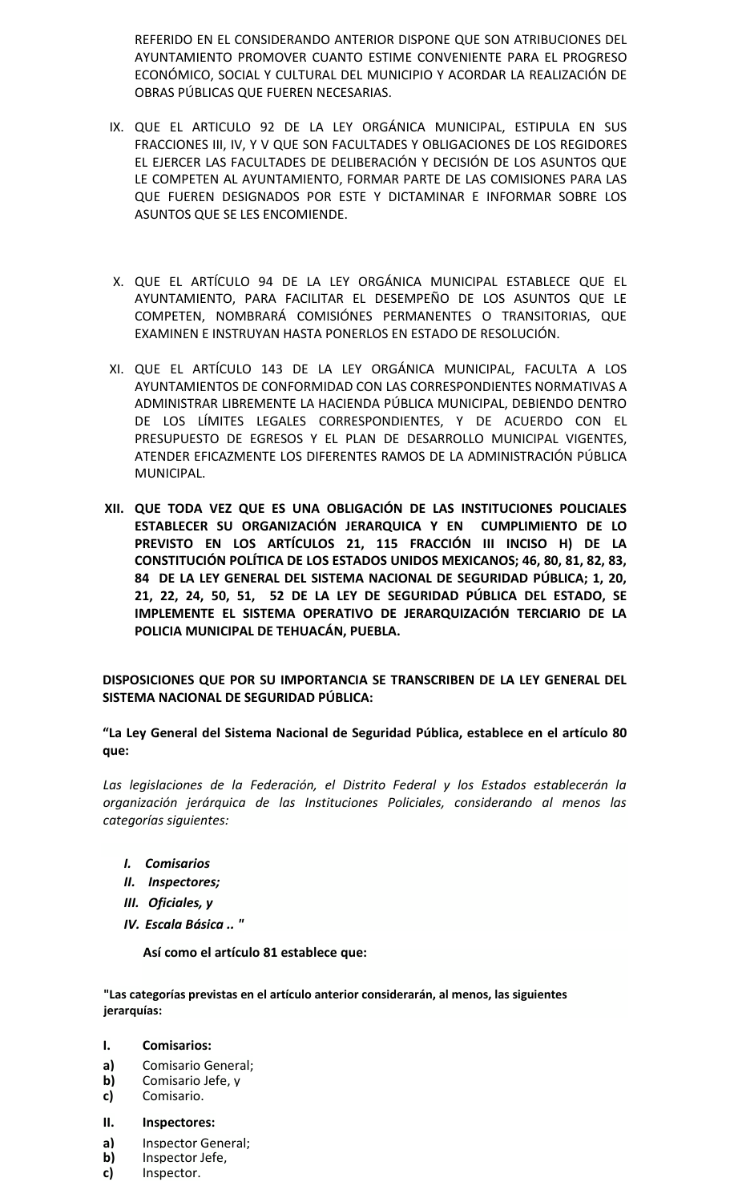REFERIDO EN EL CONSIDERANDO ANTERIOR DISPONE QUE SON ATRIBUCIONES DEL AYUNTAMIENTO PROMOVER CUANTO ESTIME CONVENIENTE PARA EL PROGRESO ECONÓMICO, SOCIAL Y CULTURAL DEL MUNICIPIO Y ACORDAR LA REALIZACIÓN DE OBRAS PÚBLICAS QUE FUEREN NECESARIAS.

IX. QUE EL ARTICULO 92 DE LA LEY ORGÁNICA MUNICIPAL, ESTIPULA EN SUS FRACCIONES III, IV, Y V QUE SON FACULTADES Y OBLIGACIONES DE LOS REGIDORES EL EJERCER LAS FACULTADES DE DELIBERACIÓN Y DECISIÓN DE LOS ASUNTOS QUE LE COMPETEN AL AYUNTAMIENTO, FORMAR PARTE DE LAS COMISIONES PARA LAS QUE FUEREN DESIGNADOS POR ESTE Y DICTAMINAR E INFORMAR SOBRE LOS ASUNTOS QUE SE LES ENCOMIENDE.

X. QUE EL ARTÍCULO 94 DE LA LEY ORGÁNICA MUNICIPAL ESTABLECE QUE EL AYUNTAMIENTO, PARA FACILITAR EL DESEMPEÑO DE LOS ASUNTOS QUE LE COMPETEN, NOMBRARÁ COMISIÓNES PERMANENTES O TRANSITORIAS, QUE EXAMINEN E INSTRUYAN HASTA PONERLOS EN ESTADO DE RESOLUCIÓN.

XI. QUE EL ARTÍCULO 143 DE LA LEY ORGÁNICA MUNICIPAL, FACULTA A LOS AYUNTAMIENTOS DE CONFORMIDAD CON LAS CORRESPONDIENTES NORMATIVAS A ADMINISTRAR LIBREMENTE LA HACIENDA PÚBLICA MUNICIPAL, DEBIENDO DENTRO DE LOS LÍMITES LEGALES CORRESPONDIENTES, Y DE ACUERDO CON EL PRESUPUESTO DE EGRESOS Y EL PLAN DE DESARROLLO MUNICIPAL VIGENTES, ATENDER EFICAZMENTE LOS DIFERENTES RAMOS DE LA ADMINISTRACIÓN PÚBLICA MUNICIPAL.

**XII. QUE TODA VEZ QUE ES UNA OBLIGACIÓN DE LAS INSTITUCIONES POLICIALES ESTABLECER SU ORGANIZACIÓN JERARQUICA Y EN CUMPLIMIENTO DE LO PREVISTO EN LOS ARTÍCULOS 21, 115 FRACCIÓN III INCISO H) DE LA CONSTITUCIÓN POLÍTICA DE LOS ESTADOS UNIDOS MEXICANOS; 46, 80, 81, 82, 83, 84 DE LA LEY GENERAL DEL SISTEMA NACIONAL DE SEGURIDAD PÚBLICA; 1, 20, 21, 22, 24, 50, 51, 52 DE LA LEY DE SEGURIDAD PÚBLICA DEL ESTADO, SE IMPLEMENTE EL SISTEMA OPERATIVO DE JERARQUIZACIÓN TERCIARIO DE LA POLICIA MUNICIPAL DE TEHUACÁN, PUEBLA.**

**DISPOSICIONES QUE POR SU IMPORTANCIA SE TRANSCRIBEN DE LA LEY GENERAL DEL SISTEMA NACIONAL DE SEGURIDAD PÚBLICA:**

**"La Ley General del Sistema Nacional de Seguridad Pública, establece en el artículo 80 que:**

*Las legislaciones de la Federación, el Distrito Federal y los Estados establecerán la organización jerárquica de las Instituciones Policiales, considerando al menos las categorías siguientes:*

- ***I. Comisarios***
- ***II. Inspectores;***
- ***III. Oficiales, y***
- ***IV. Escala Básica .. "***

**Así como el artículo 81 establece que:**

**"Las categorías previstas en el artículo anterior considerarán, al menos, las siguientes jerarquías:**

**I. Comisarios:**

**a)** Comisario General;
**b)** Comisario Jefe, y
**c)** Comisario.

**II. Inspectores:**

**a)** Inspector General;
**b)** Inspector Jefe,
**c)** Inspector.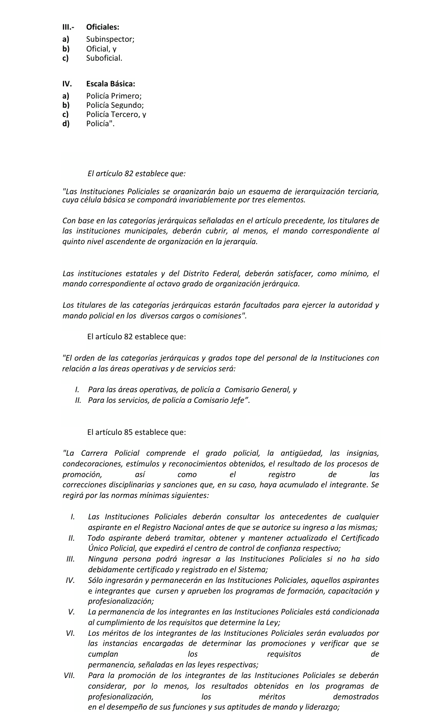**III.-** **Oficiales:**

**a)** Subinspector;
**b)** Oficial, y
**c)** Suboficial.

**IV.** **Escala Básica:**

**a)** Policía Primero;
**b)** Policía Segundo;
**c)** Policía Tercero, y
**d)** Policía".

*El artículo 82 establece que:*

*"Las Instituciones Policiales se organizarán bajo un esquema de jerarquización terciaria, cuya célula básica se compondrá invariablemente por tres elementos.*

*Con base en las categorías jerárquicas señaladas en el artículo precedente, los titulares de las instituciones municipales, deberán cubrir, al menos, el mando correspondiente al quinto nivel ascendente de organización en la jerarquía.*

*Las instituciones estatales y del Distrito Federal, deberán satisfacer, como mínimo, el mando correspondiente al octavo grado de organización jerárquica.*

*Los titulares de las categorías jerárquicas estarán facultados para ejercer la autoridad y mando policial en los diversos cargos* o *comisiones".*

El artículo 82 establece que:

*"El orden de las categorías jerárquicas y grados tope del personal de la Instituciones con relación a las áreas operativas y de servicios será:*

*I. Para las áreas operativas, de policía a Comisario General, y*
*II. Para los servicios, de policía a Comisario Jefe".*

El artículo 85 establece que:

*"La Carrera Policial comprende el grado policial, la antigüedad, las insignias, condecoraciones, estímulos y reconocimientos obtenidos, el resultado de los procesos de promoción, así como el registro de las correcciones disciplinarias y sanciones que, en su caso, haya acumulado el integrante. Se regirá por las normas mínimas siguientes:*

*I. Las Instituciones Policiales deberán consultar los antecedentes de cualquier aspirante en el Registro Nacional antes de que se autorice su ingreso a las mismas;*
*II. Todo aspirante deberá tramitar, obtener y mantener actualizado el Certificado Único Policial, que expedirá el centro de control de confianza respectivo;*
*III. Ninguna persona podrá ingresar a las Instituciones Policiales si no ha sido debidamente certificado y registrado en el Sistema;*
*IV. Sólo ingresarán y permanecerán en las Instituciones Policiales, aquellos aspirantes* e *integrantes que cursen y aprueben los programas de formación, capacitación y profesionalización;*
*V. La permanencia de los integrantes en las Instituciones Policiales está condicionada al cumplimiento de los requisitos que determine la Ley;*
*VI. Los méritos de los integrantes de las Instituciones Policiales serán evaluados por las instancias encargadas de determinar las promociones y verificar que se cumplan los requisitos de permanencia, señaladas en las leyes respectivas;*
*VII. Para la promoción de los integrantes de las Instituciones Policiales se deberán considerar, por lo menos, los resultados obtenidos en los programas de profesionalización, los méritos demostrados en el desempeño de sus funciones y sus aptitudes de mando y liderazgo;*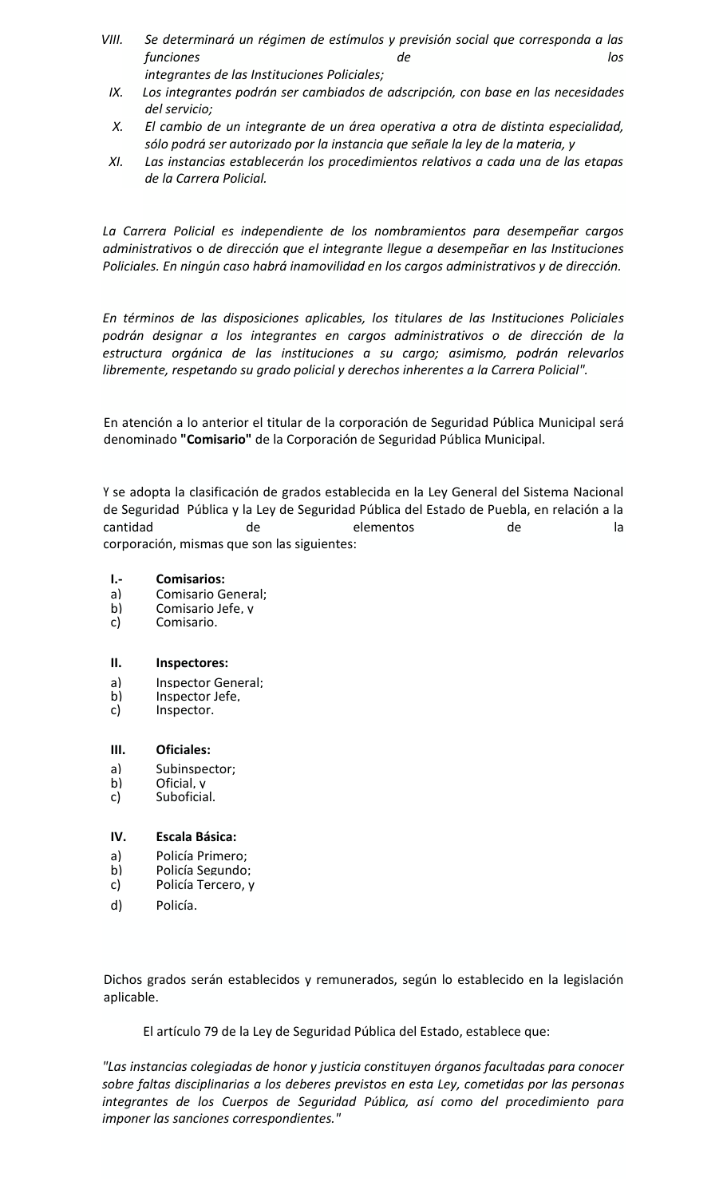*VIII. Se determinará un régimen de estímulos y previsión social que corresponda a las funciones de los integrantes de las Instituciones Policiales;*

*IX. Los integrantes podrán ser cambiados de adscripción, con base en las necesidades del servicio;*

*X. El cambio de un integrante de un área operativa a otra de distinta especialidad, sólo podrá ser autorizado por la instancia que señale la ley de la materia, y*

*XI. Las instancias establecerán los procedimientos relativos a cada una de las etapas de la Carrera Policial.*

*La Carrera Policial es independiente de los nombramientos para desempeñar cargos administrativos o de dirección que el integrante llegue a desempeñar en las Instituciones Policiales. En ningún caso habrá inamovilidad en los cargos administrativos y de dirección.*

*En términos de las disposiciones aplicables, los titulares de las Instituciones Policiales podrán designar a los integrantes en cargos administrativos o de dirección de la estructura orgánica de las instituciones a su cargo; asimismo, podrán relevarlos libremente, respetando su grado policial y derechos inherentes a la Carrera Policial".*

En atención a lo anterior el titular de la corporación de Seguridad Pública Municipal será denominado **"Comisario"** de la Corporación de Seguridad Pública Municipal.

Y se adopta la clasificación de grados establecida en la Ley General del Sistema Nacional de Seguridad Pública y la Ley de Seguridad Pública del Estado de Puebla, en relación a la cantidad de elementos de la corporación, mismas que son las siguientes:

**I.- Comisarios:**

a) Comisario General;
b) Comisario Jefe, y
c) Comisario.

**II. Inspectores:**

a) Inspector General;
b) Inspector Jefe,
c) Inspector.

**III. Oficiales:**

a) Subinspector;
b) Oficial, y
c) Suboficial.

**IV. Escala Básica:**

a) Policía Primero;
b) Policía Segundo;
c) Policía Tercero, y
d) Policía.

Dichos grados serán establecidos y remunerados, según lo establecido en la legislación aplicable.

El artículo 79 de la Ley de Seguridad Pública del Estado, establece que:

*"Las instancias colegiadas de honor y justicia constituyen órganos facultadas para conocer sobre faltas disciplinarias a los deberes previstos en esta Ley, cometidas por las personas integrantes de los Cuerpos de Seguridad Pública, así como del procedimiento para imponer las sanciones correspondientes."*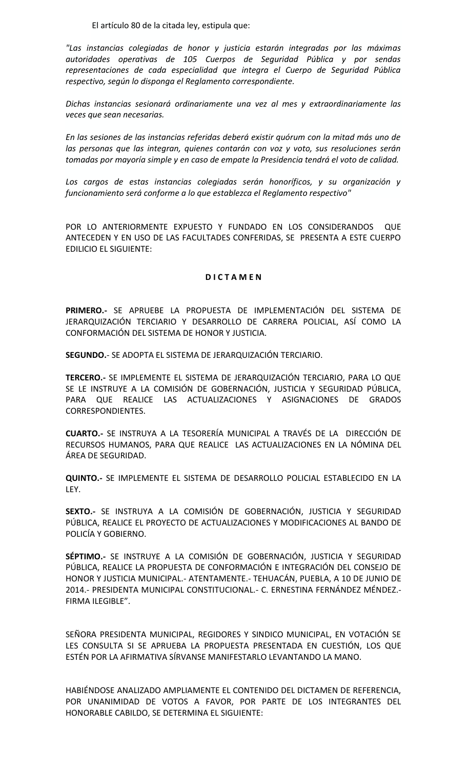El artículo 80 de la citada ley, estipula que:

*"Las instancias colegiadas de honor y justicia estarán integradas por las máximas autoridades operativas de 105 Cuerpos de Seguridad Pública y por sendas representaciones de cada especialidad que integra el Cuerpo de Seguridad Pública respectivo, según lo disponga el Reglamento correspondiente.*

*Dichas instancias sesionará ordinariamente una vez al mes y extraordinariamente las veces que sean necesarias.*

*En las sesiones de las instancias referidas deberá existir quórum con la mitad más uno de las personas que las integran, quienes contarán con voz y voto, sus resoluciones serán tomadas por mayoría simple y en caso de empate la Presidencia tendrá el voto de calidad.*

*Los cargos de estas instancias colegiadas serán honoríficos, y su organización y funcionamiento será conforme a lo que establezca el Reglamento respectivo"*

POR LO ANTERIORMENTE EXPUESTO Y FUNDADO EN LOS CONSIDERANDOS QUE ANTECEDEN Y EN USO DE LAS FACULTADES CONFERIDAS, SE PRESENTA A ESTE CUERPO EDILICIO EL SIGUIENTE:

**D I C T A M E N**

**PRIMERO.-** SE APRUEBE LA PROPUESTA DE IMPLEMENTACIÓN DEL SISTEMA DE JERARQUIZACIÓN TERCIARIO Y DESARROLLO DE CARRERA POLICIAL, ASÍ COMO LA CONFORMACIÓN DEL SISTEMA DE HONOR Y JUSTICIA.

**SEGUNDO.**- SE ADOPTA EL SISTEMA DE JERARQUIZACIÓN TERCIARIO.

**TERCERO.-** SE IMPLEMENTE EL SISTEMA DE JERARQUIZACIÓN TERCIARIO, PARA LO QUE SE LE INSTRUYE A LA COMISIÓN DE GOBERNACIÓN, JUSTICIA Y SEGURIDAD PÚBLICA, PARA QUE REALICE LAS ACTUALIZACIONES Y ASIGNACIONES DE GRADOS CORRESPONDIENTES.

**CUARTO.-** SE INSTRUYA A LA TESORERÍA MUNICIPAL A TRAVÉS DE LA DIRECCIÓN DE RECURSOS HUMANOS, PARA QUE REALICE LAS ACTUALIZACIONES EN LA NÓMINA DEL ÁREA DE SEGURIDAD.

**QUINTO.-** SE IMPLEMENTE EL SISTEMA DE DESARROLLO POLICIAL ESTABLECIDO EN LA LEY.

**SEXTO.-** SE INSTRUYA A LA COMISIÓN DE GOBERNACIÓN, JUSTICIA Y SEGURIDAD PÚBLICA, REALICE EL PROYECTO DE ACTUALIZACIONES Y MODIFICACIONES AL BANDO DE POLICÍA Y GOBIERNO.

**SÉPTIMO.-** SE INSTRUYE A LA COMISIÓN DE GOBERNACIÓN, JUSTICIA Y SEGURIDAD PÚBLICA, REALICE LA PROPUESTA DE CONFORMACIÓN E INTEGRACIÓN DEL CONSEJO DE HONOR Y JUSTICIA MUNICIPAL.- ATENTAMENTE.- TEHUACÁN, PUEBLA, A 10 DE JUNIO DE 2014.- PRESIDENTA MUNICIPAL CONSTITUCIONAL.- C. ERNESTINA FERNÁNDEZ MÉNDEZ.- FIRMA ILEGIBLE".

SEÑORA PRESIDENTA MUNICIPAL, REGIDORES Y SINDICO MUNICIPAL, EN VOTACIÓN SE LES CONSULTA SI SE APRUEBA LA PROPUESTA PRESENTADA EN CUESTIÓN, LOS QUE ESTÉN POR LA AFIRMATIVA SÍRVANSE MANIFESTARLO LEVANTANDO LA MANO.

HABIÉNDOSE ANALIZADO AMPLIAMENTE EL CONTENIDO DEL DICTAMEN DE REFERENCIA, POR UNANIMIDAD DE VOTOS A FAVOR, POR PARTE DE LOS INTEGRANTES DEL HONORABLE CABILDO, SE DETERMINA EL SIGUIENTE: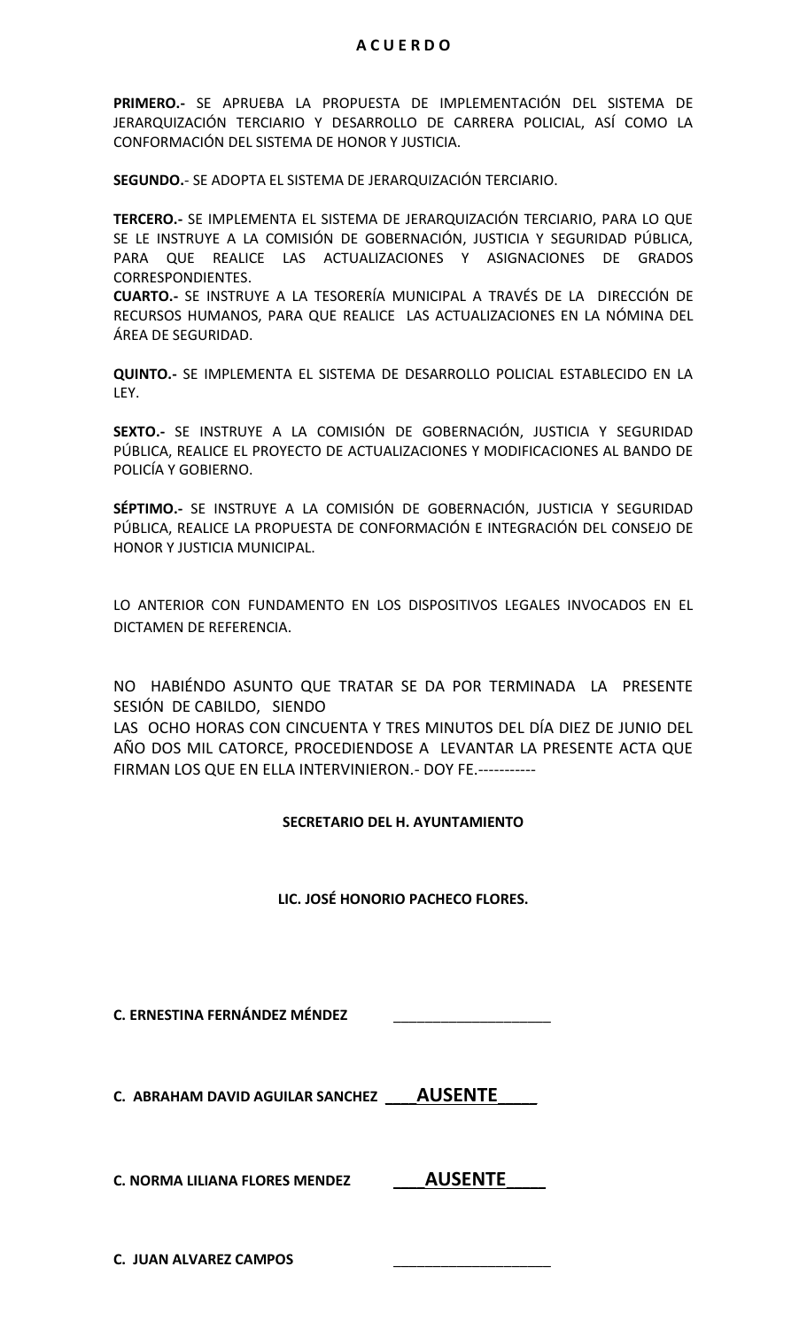## A C U E R D O

**PRIMERO.-** SE APRUEBA LA PROPUESTA DE IMPLEMENTACIÓN DEL SISTEMA DE JERARQUIZACIÓN TERCIARIO Y DESARROLLO DE CARRERA POLICIAL, ASÍ COMO LA CONFORMACIÓN DEL SISTEMA DE HONOR Y JUSTICIA.

**SEGUNDO.**- SE ADOPTA EL SISTEMA DE JERARQUIZACIÓN TERCIARIO.

**TERCERO.-** SE IMPLEMENTA EL SISTEMA DE JERARQUIZACIÓN TERCIARIO, PARA LO QUE SE LE INSTRUYE A LA COMISIÓN DE GOBERNACIÓN, JUSTICIA Y SEGURIDAD PÚBLICA, PARA QUE REALICE LAS ACTUALIZACIONES Y ASIGNACIONES DE GRADOS CORRESPONDIENTES.

**CUARTO.-** SE INSTRUYE A LA TESORERÍA MUNICIPAL A TRAVÉS DE LA DIRECCIÓN DE RECURSOS HUMANOS, PARA QUE REALICE LAS ACTUALIZACIONES EN LA NÓMINA DEL ÁREA DE SEGURIDAD.

**QUINTO.-** SE IMPLEMENTA EL SISTEMA DE DESARROLLO POLICIAL ESTABLECIDO EN LA LEY.

**SEXTO.-** SE INSTRUYE A LA COMISIÓN DE GOBERNACIÓN, JUSTICIA Y SEGURIDAD PÚBLICA, REALICE EL PROYECTO DE ACTUALIZACIONES Y MODIFICACIONES AL BANDO DE POLICÍA Y GOBIERNO.

**SÉPTIMO.-** SE INSTRUYE A LA COMISIÓN DE GOBERNACIÓN, JUSTICIA Y SEGURIDAD PÚBLICA, REALICE LA PROPUESTA DE CONFORMACIÓN E INTEGRACIÓN DEL CONSEJO DE HONOR Y JUSTICIA MUNICIPAL.

LO ANTERIOR CON FUNDAMENTO EN LOS DISPOSITIVOS LEGALES INVOCADOS EN EL DICTAMEN DE REFERENCIA.

NO HABIÉNDO ASUNTO QUE TRATAR SE DA POR TERMINADA LA PRESENTE SESIÓN DE CABILDO, SIENDO LAS OCHO HORAS CON CINCUENTA Y TRES MINUTOS DEL DÍA DIEZ DE JUNIO DEL AÑO DOS MIL CATORCE, PROCEDIENDOSE A LEVANTAR LA PRESENTE ACTA QUE FIRMAN LOS QUE EN ELLA INTERVINIERON.- DOY FE.-----------

**SECRETARIO DEL H. AYUNTAMIENTO**

**LIC. JOSÉ HONORIO PACHECO FLORES.**

**C. ERNESTINA FERNÁNDEZ MÉNDEZ** ____________________

**C. ABRAHAM DAVID AGUILAR SANCHEZ** ____**AUSENTE**____

**C. NORMA LILIANA FLORES MENDEZ** ____**AUSENTE**____

**C. JUAN ALVAREZ CAMPOS** ____________________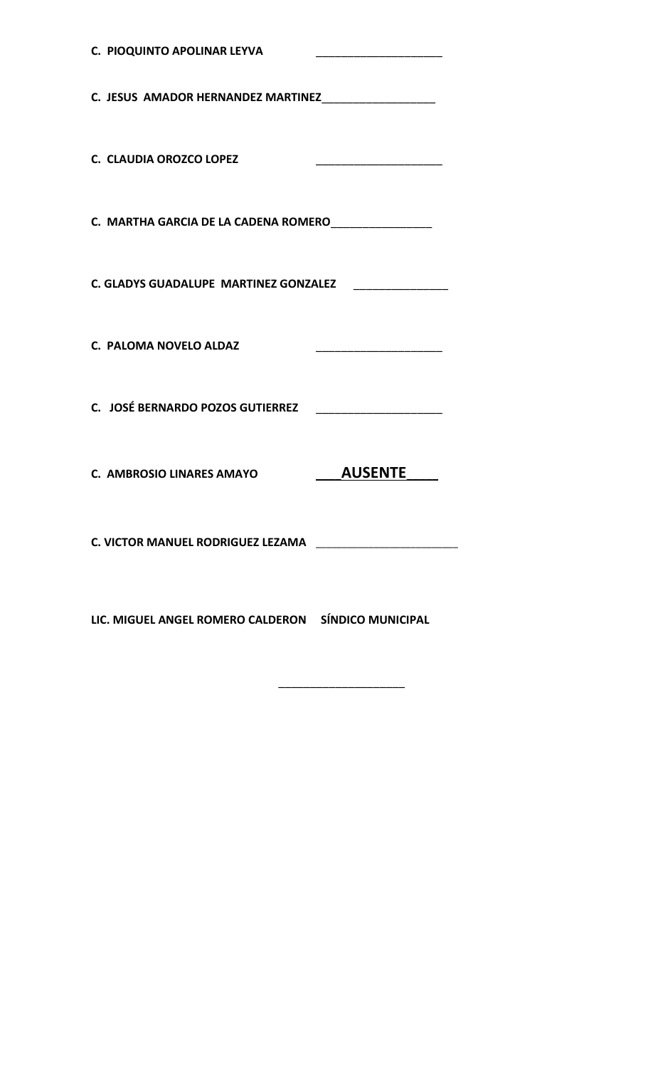**C. PIOQUINTO APOLINAR LEYVA** ____________________

**C. JESUS AMADOR HERNANDEZ MARTINEZ**__________________

**C. CLAUDIA OROZCO LOPEZ** ____________________

**C. MARTHA GARCIA DE LA CADENA ROMERO**________________

**C. GLADYS GUADALUPE MARTINEZ GONZALEZ** _______________

**C. PALOMA NOVELO ALDAZ** ____________________

**C. JOSÉ BERNARDO POZOS GUTIERREZ** ____________________

**C. AMBROSIO LINARES AMAYO** **___AUSENTE____**

**C. VICTOR MANUEL RODRIGUEZ LEZAMA** ______________________

**LIC. MIGUEL ANGEL ROMERO CALDERON SÍNDICO MUNICIPAL**

____________________